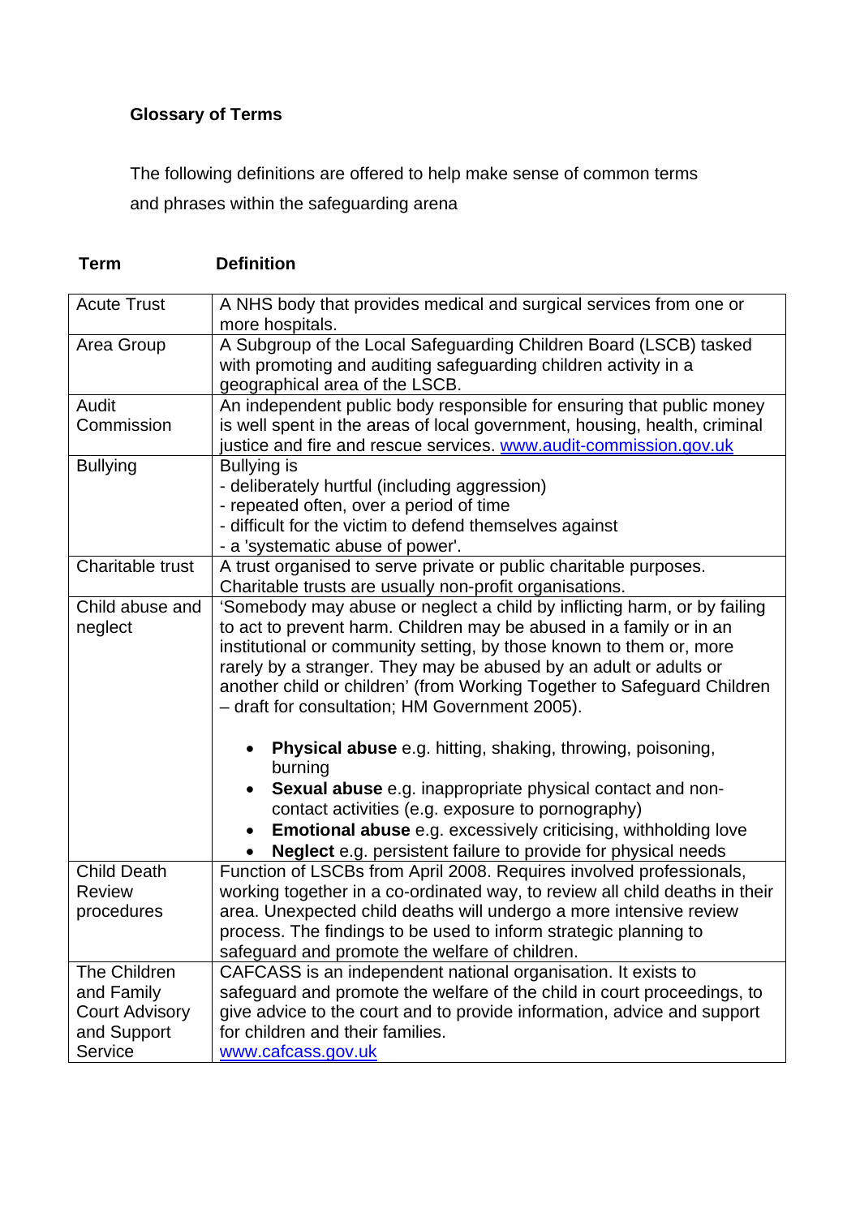## Glossary of Terms

The following definitions are offered to help make sense of common terms and phrases within the safeguarding arena

| Term | Definition |
|---|---|
| Acute Trust | A NHS body that provides medical and surgical services from one or more hospitals. |
| Area Group | A Subgroup of the Local Safeguarding Children Board (LSCB) tasked with promoting and auditing safeguarding children activity in a geographical area of the LSCB. |
| Audit Commission | An independent public body responsible for ensuring that public money is well spent in the areas of local government, housing, health, criminal justice and fire and rescue services. www.audit-commission.gov.uk |
| Bullying | Bullying is<br>- deliberately hurtful (including aggression)<br>- repeated often, over a period of time<br>- difficult for the victim to defend themselves against<br>- a 'systematic abuse of power'. |
| Charitable trust | A trust organised to serve private or public charitable purposes. Charitable trusts are usually non-profit organisations. |
| Child abuse and neglect | 'Somebody may abuse or neglect a child by inflicting harm, or by failing to act to prevent harm. Children may be abused in a family or in an institutional or community setting, by those known to them or, more rarely by a stranger. They may be abused by an adult or adults or another child or children' (from Working Together to Safeguard Children – draft for consultation; HM Government 2005).<br><br>• **Physical abuse** e.g. hitting, shaking, throwing, poisoning, burning<br>• **Sexual abuse** e.g. inappropriate physical contact and non-contact activities (e.g. exposure to pornography)<br>• **Emotional abuse** e.g. excessively criticising, withholding love<br>• **Neglect** e.g. persistent failure to provide for physical needs |
| Child Death Review procedures | Function of LSCBs from April 2008. Requires involved professionals, working together in a co-ordinated way, to review all child deaths in their area. Unexpected child deaths will undergo a more intensive review process. The findings to be used to inform strategic planning to safeguard and promote the welfare of children. |
| The Children and Family Court Advisory and Support Service | CAFCASS is an independent national organisation. It exists to safeguard and promote the welfare of the child in court proceedings, to give advice to the court and to provide information, advice and support for children and their families.<br>www.cafcass.gov.uk |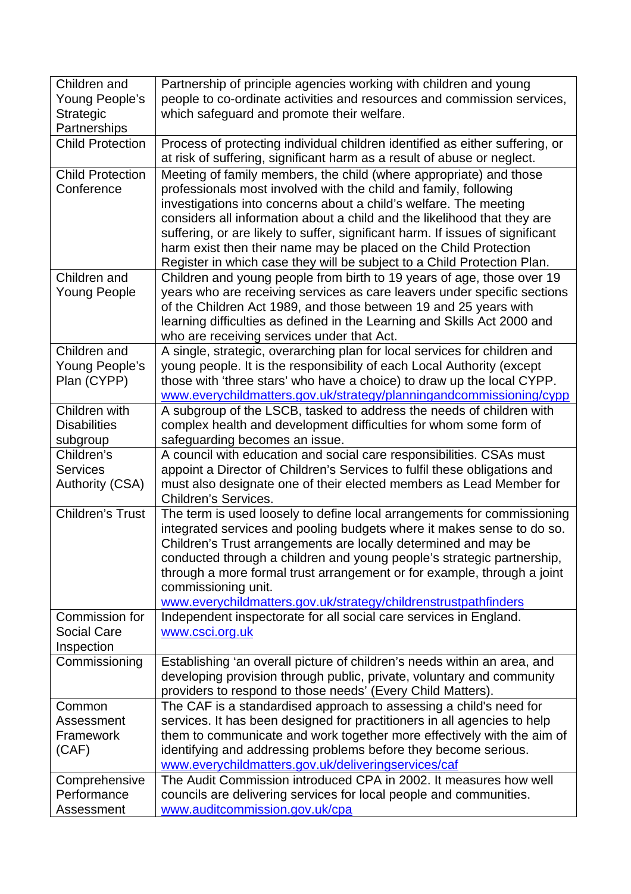| Term | Definition |
| --- | --- |
| Children and Young People's Strategic Partnerships | Partnership of principle agencies working with children and young people to co-ordinate activities and resources and commission services, which safeguard and promote their welfare. |
| Child Protection | Process of protecting individual children identified as either suffering, or at risk of suffering, significant harm as a result of abuse or neglect. |
| Child Protection Conference | Meeting of family members, the child (where appropriate) and those professionals most involved with the child and family, following investigations into concerns about a child's welfare. The meeting considers all information about a child and the likelihood that they are suffering, or are likely to suffer, significant harm. If issues of significant harm exist then their name may be placed on the Child Protection Register in which case they will be subject to a Child Protection Plan. |
| Children and Young People | Children and young people from birth to 19 years of age, those over 19 years who are receiving services as care leavers under specific sections of the Children Act 1989, and those between 19 and 25 years with learning difficulties as defined in the Learning and Skills Act 2000 and who are receiving services under that Act. |
| Children and Young People's Plan (CYPP) | A single, strategic, overarching plan for local services for children and young people. It is the responsibility of each Local Authority (except those with 'three stars' who have a choice) to draw up the local CYPP. www.everychildmatters.gov.uk/strategy/planningandcommissioning/cypp |
| Children with Disabilities subgroup | A subgroup of the LSCB, tasked to address the needs of children with complex health and development difficulties for whom some form of safeguarding becomes an issue. |
| Children's Services Authority (CSA) | A council with education and social care responsibilities. CSAs must appoint a Director of Children's Services to fulfil these obligations and must also designate one of their elected members as Lead Member for Children's Services. |
| Children's Trust | The term is used loosely to define local arrangements for commissioning integrated services and pooling budgets where it makes sense to do so. Children's Trust arrangements are locally determined and may be conducted through a children and young people's strategic partnership, through a more formal trust arrangement or for example, through a joint commissioning unit. www.everychildmatters.gov.uk/strategy/childrenstrustpathfinders |
| Commission for Social Care Inspection | Independent inspectorate for all social care services in England. www.csci.org.uk |
| Commissioning | Establishing 'an overall picture of children's needs within an area, and developing provision through public, private, voluntary and community providers to respond to those needs' (Every Child Matters). |
| Common Assessment Framework (CAF) | The CAF is a standardised approach to assessing a child's need for services. It has been designed for practitioners in all agencies to help them to communicate and work together more effectively with the aim of identifying and addressing problems before they become serious. www.everychildmatters.gov.uk/deliveringservices/caf |
| Comprehensive Performance Assessment | The Audit Commission introduced CPA in 2002. It measures how well councils are delivering services for local people and communities. www.auditcommission.gov.uk/cpa |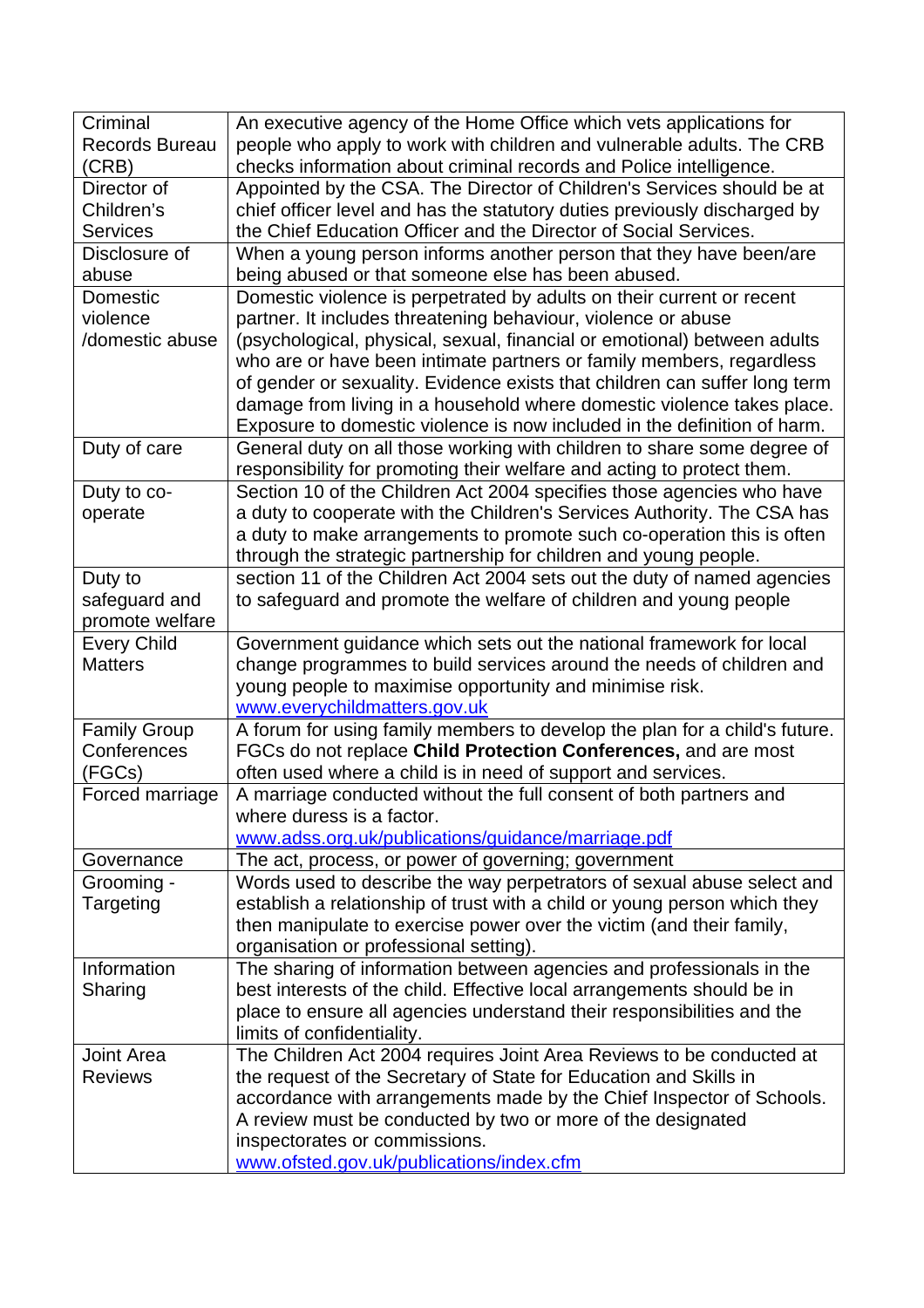| Criminal Records Bureau (CRB) | An executive agency of the Home Office which vets applications for people who apply to work with children and vulnerable adults. The CRB checks information about criminal records and Police intelligence. |
|---|---|
| Director of Children's Services | Appointed by the CSA. The Director of Children's Services should be at chief officer level and has the statutory duties previously discharged by the Chief Education Officer and the Director of Social Services. |
| Disclosure of abuse | When a young person informs another person that they have been/are being abused or that someone else has been abused. |
| Domestic violence /domestic abuse | Domestic violence is perpetrated by adults on their current or recent partner. It includes threatening behaviour, violence or abuse (psychological, physical, sexual, financial or emotional) between adults who are or have been intimate partners or family members, regardless of gender or sexuality. Evidence exists that children can suffer long term damage from living in a household where domestic violence takes place. Exposure to domestic violence is now included in the definition of harm. |
| Duty of care | General duty on all those working with children to share some degree of responsibility for promoting their welfare and acting to protect them. |
| Duty to co-operate | Section 10 of the Children Act 2004 specifies those agencies who have a duty to cooperate with the Children's Services Authority. The CSA has a duty to make arrangements to promote such co-operation this is often through the strategic partnership for children and young people. |
| Duty to safeguard and promote welfare | section 11 of the Children Act 2004 sets out the duty of named agencies to safeguard and promote the welfare of children and young people |
| Every Child Matters | Government guidance which sets out the national framework for local change programmes to build services around the needs of children and young people to maximise opportunity and minimise risk. www.everychildmatters.gov.uk |
| Family Group Conferences (FGCs) | A forum for using family members to develop the plan for a child's future. FGCs do not replace **Child Protection Conferences,** and are most often used where a child is in need of support and services. |
| Forced marriage | A marriage conducted without the full consent of both partners and where duress is a factor. www.adss.org.uk/publications/guidance/marriage.pdf |
| Governance | The act, process, or power of governing; government |
| Grooming - Targeting | Words used to describe the way perpetrators of sexual abuse select and establish a relationship of trust with a child or young person which they then manipulate to exercise power over the victim (and their family, organisation or professional setting). |
| Information Sharing | The sharing of information between agencies and professionals in the best interests of the child. Effective local arrangements should be in place to ensure all agencies understand their responsibilities and the limits of confidentiality. |
| Joint Area Reviews | The Children Act 2004 requires Joint Area Reviews to be conducted at the request of the Secretary of State for Education and Skills in accordance with arrangements made by the Chief Inspector of Schools. A review must be conducted by two or more of the designated inspectorates or commissions. www.ofsted.gov.uk/publications/index.cfm |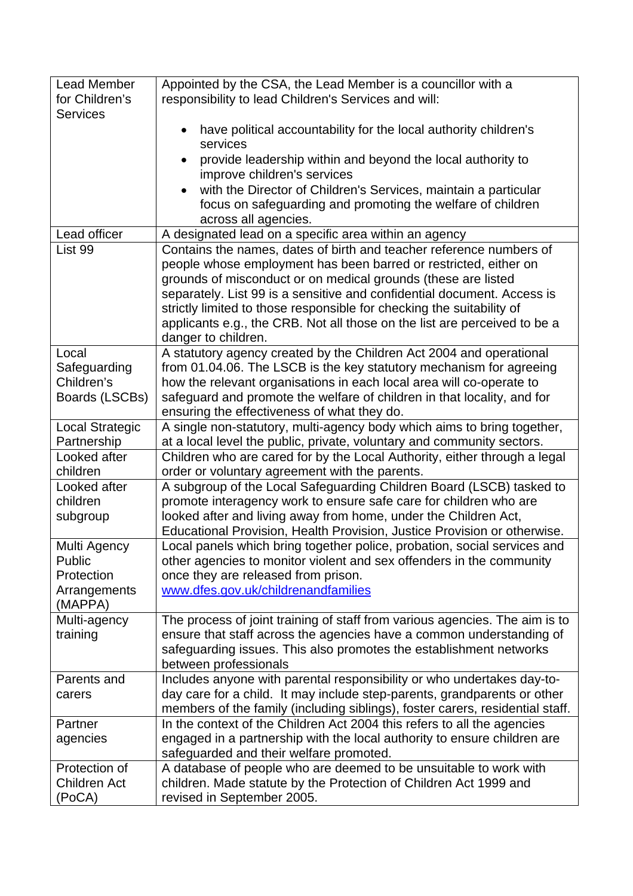| | |
|---|---|
| Lead Member for Children's Services | Appointed by the CSA, the Lead Member is a councillor with a responsibility to lead Children's Services and will:<br>• have political accountability for the local authority children's services<br>• provide leadership within and beyond the local authority to improve children's services<br>• with the Director of Children's Services, maintain a particular focus on safeguarding and promoting the welfare of children across all agencies. |
| Lead officer | A designated lead on a specific area within an agency |
| List 99 | Contains the names, dates of birth and teacher reference numbers of people whose employment has been barred or restricted, either on grounds of misconduct or on medical grounds (these are listed separately. List 99 is a sensitive and confidential document. Access is strictly limited to those responsible for checking the suitability of applicants e.g., the CRB. Not all those on the list are perceived to be a danger to children. |
| Local Safeguarding Children's Boards (LSCBs) | A statutory agency created by the Children Act 2004 and operational from 01.04.06. The LSCB is the key statutory mechanism for agreeing how the relevant organisations in each local area will co-operate to safeguard and promote the welfare of children in that locality, and for ensuring the effectiveness of what they do. |
| Local Strategic Partnership | A single non-statutory, multi-agency body which aims to bring together, at a local level the public, private, voluntary and community sectors. |
| Looked after children | Children who are cared for by the Local Authority, either through a legal order or voluntary agreement with the parents. |
| Looked after children subgroup | A subgroup of the Local Safeguarding Children Board (LSCB) tasked to promote interagency work to ensure safe care for children who are looked after and living away from home, under the Children Act, Educational Provision, Health Provision, Justice Provision or otherwise. |
| Multi Agency Public Protection Arrangements (MAPPA) | Local panels which bring together police, probation, social services and other agencies to monitor violent and sex offenders in the community once they are released from prison.<br>[www.dfes.gov.uk/childrenandfamilies](http://www.dfes.gov.uk/childrenandfamilies) |
| Multi-agency training | The process of joint training of staff from various agencies. The aim is to ensure that staff across the agencies have a common understanding of safeguarding issues. This also promotes the establishment networks between professionals |
| Parents and carers | Includes anyone with parental responsibility or who undertakes day-to-day care for a child. It may include step-parents, grandparents or other members of the family (including siblings), foster carers, residential staff. |
| Partner agencies | In the context of the Children Act 2004 this refers to all the agencies engaged in a partnership with the local authority to ensure children are safeguarded and their welfare promoted. |
| Protection of Children Act (PoCA) | A database of people who are deemed to be unsuitable to work with children. Made statute by the Protection of Children Act 1999 and revised in September 2005. |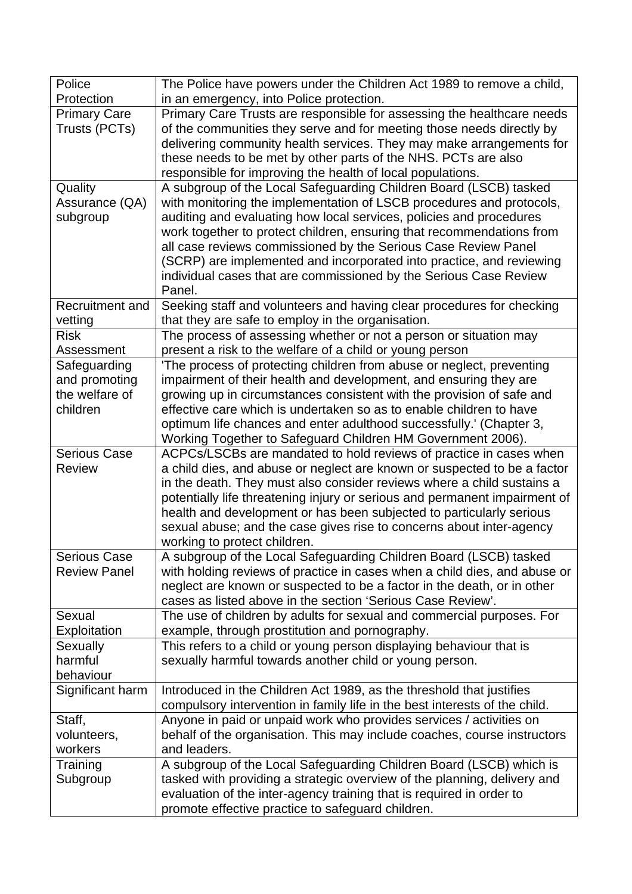| Police Protection | The Police have powers under the Children Act 1989 to remove a child, in an emergency, into Police protection. |
|---|---|
| Primary Care Trusts (PCTs) | Primary Care Trusts are responsible for assessing the healthcare needs of the communities they serve and for meeting those needs directly by delivering community health services. They may make arrangements for these needs to be met by other parts of the NHS. PCTs are also responsible for improving the health of local populations. |
| Quality Assurance (QA) subgroup | A subgroup of the Local Safeguarding Children Board (LSCB) tasked with monitoring the implementation of LSCB procedures and protocols, auditing and evaluating how local services, policies and procedures work together to protect children, ensuring that recommendations from all case reviews commissioned by the Serious Case Review Panel (SCRP) are implemented and incorporated into practice, and reviewing individual cases that are commissioned by the Serious Case Review Panel. |
| Recruitment and vetting | Seeking staff and volunteers and having clear procedures for checking that they are safe to employ in the organisation. |
| Risk Assessment | The process of assessing whether or not a person or situation may present a risk to the welfare of a child or young person |
| Safeguarding and promoting the welfare of children | 'The process of protecting children from abuse or neglect, preventing impairment of their health and development, and ensuring they are growing up in circumstances consistent with the provision of safe and effective care which is undertaken so as to enable children to have optimum life chances and enter adulthood successfully.' (Chapter 3, Working Together to Safeguard Children HM Government 2006). |
| Serious Case Review | ACPCs/LSCBs are mandated to hold reviews of practice in cases when a child dies, and abuse or neglect are known or suspected to be a factor in the death. They must also consider reviews where a child sustains a potentially life threatening injury or serious and permanent impairment of health and development or has been subjected to particularly serious sexual abuse; and the case gives rise to concerns about inter-agency working to protect children. |
| Serious Case Review Panel | A subgroup of the Local Safeguarding Children Board (LSCB) tasked with holding reviews of practice in cases when a child dies, and abuse or neglect are known or suspected to be a factor in the death, or in other cases as listed above in the section 'Serious Case Review'. |
| Sexual Exploitation | The use of children by adults for sexual and commercial purposes. For example, through prostitution and pornography. |
| Sexually harmful behaviour | This refers to a child or young person displaying behaviour that is sexually harmful towards another child or young person. |
| Significant harm | Introduced in the Children Act 1989, as the threshold that justifies compulsory intervention in family life in the best interests of the child. |
| Staff, volunteers, workers | Anyone in paid or unpaid work who provides services / activities on behalf of the organisation. This may include coaches, course instructors and leaders. |
| Training Subgroup | A subgroup of the Local Safeguarding Children Board (LSCB) which is tasked with providing a strategic overview of the planning, delivery and evaluation of the inter-agency training that is required in order to promote effective practice to safeguard children. |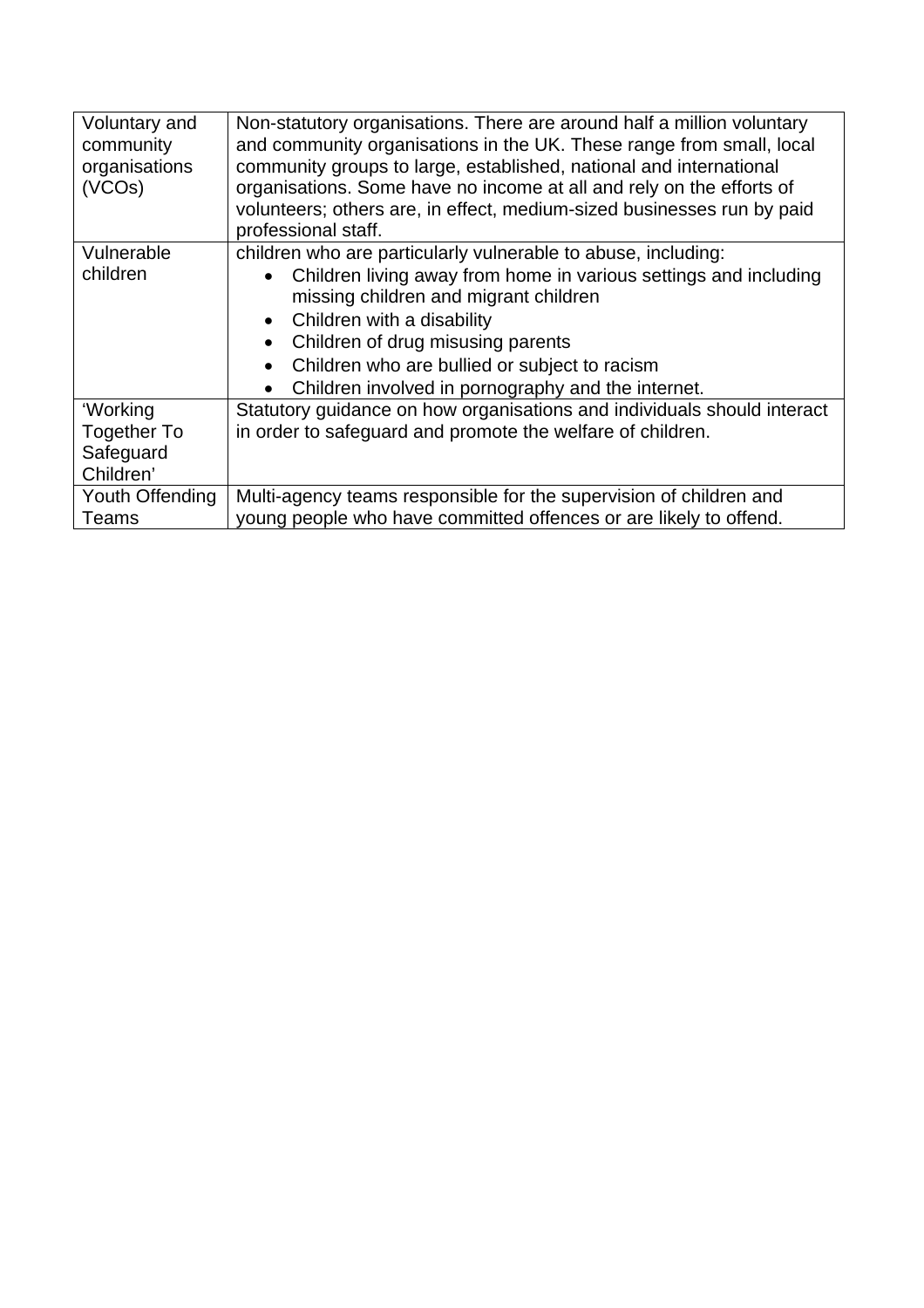| | |
|---|---|
| Voluntary and community organisations (VCOs) | Non-statutory organisations. There are around half a million voluntary and community organisations in the UK. These range from small, local community groups to large, established, national and international organisations. Some have no income at all and rely on the efforts of volunteers; others are, in effect, medium-sized businesses run by paid professional staff. |
| Vulnerable children | children who are particularly vulnerable to abuse, including:<br>• Children living away from home in various settings and including missing children and migrant children<br>• Children with a disability<br>• Children of drug misusing parents<br>• Children who are bullied or subject to racism<br>• Children involved in pornography and the internet. |
| 'Working Together To Safeguard Children' | Statutory guidance on how organisations and individuals should interact in order to safeguard and promote the welfare of children. |
| Youth Offending Teams | Multi-agency teams responsible for the supervision of children and young people who have committed offences or are likely to offend. |